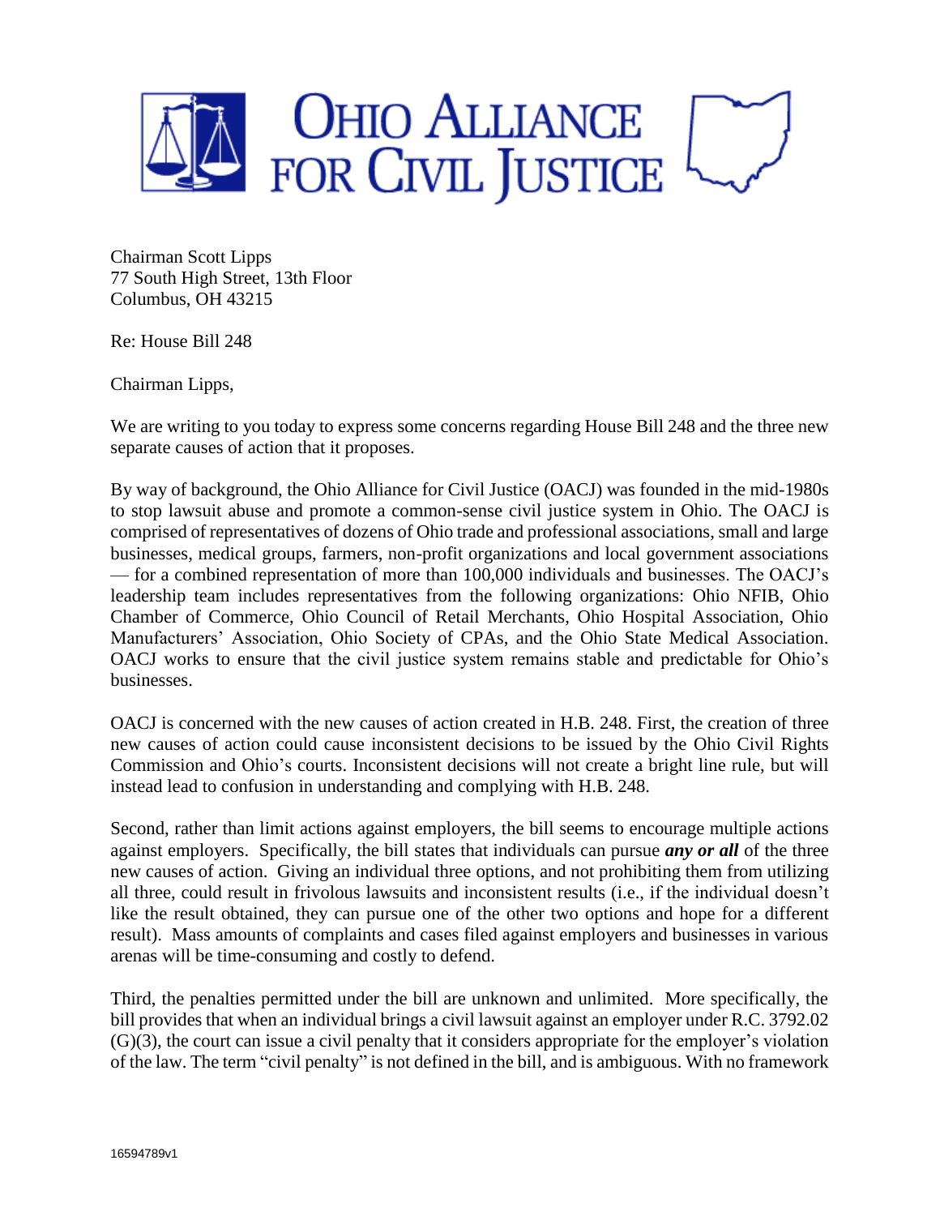# OHIO ALLIANCE FOR CIVIL JUSTICE

Chairman Scott Lipps
77 South High Street, 13th Floor
Columbus, OH 43215

Re: House Bill 248

Chairman Lipps,

We are writing to you today to express some concerns regarding House Bill 248 and the three new separate causes of action that it proposes.

By way of background, the Ohio Alliance for Civil Justice (OACJ) was founded in the mid-1980s to stop lawsuit abuse and promote a common-sense civil justice system in Ohio. The OACJ is comprised of representatives of dozens of Ohio trade and professional associations, small and large businesses, medical groups, farmers, non-profit organizations and local government associations — for a combined representation of more than 100,000 individuals and businesses. The OACJ's leadership team includes representatives from the following organizations: Ohio NFIB, Ohio Chamber of Commerce, Ohio Council of Retail Merchants, Ohio Hospital Association, Ohio Manufacturers' Association, Ohio Society of CPAs, and the Ohio State Medical Association. OACJ works to ensure that the civil justice system remains stable and predictable for Ohio's businesses.

OACJ is concerned with the new causes of action created in H.B. 248. First, the creation of three new causes of action could cause inconsistent decisions to be issued by the Ohio Civil Rights Commission and Ohio's courts. Inconsistent decisions will not create a bright line rule, but will instead lead to confusion in understanding and complying with H.B. 248.

Second, rather than limit actions against employers, the bill seems to encourage multiple actions against employers. Specifically, the bill states that individuals can pursue ***any or all*** of the three new causes of action. Giving an individual three options, and not prohibiting them from utilizing all three, could result in frivolous lawsuits and inconsistent results (i.e., if the individual doesn't like the result obtained, they can pursue one of the other two options and hope for a different result). Mass amounts of complaints and cases filed against employers and businesses in various arenas will be time-consuming and costly to defend.

Third, the penalties permitted under the bill are unknown and unlimited. More specifically, the bill provides that when an individual brings a civil lawsuit against an employer under R.C. 3792.02 (G)(3), the court can issue a civil penalty that it considers appropriate for the employer's violation of the law. The term "civil penalty" is not defined in the bill, and is ambiguous. With no framework

16594789v1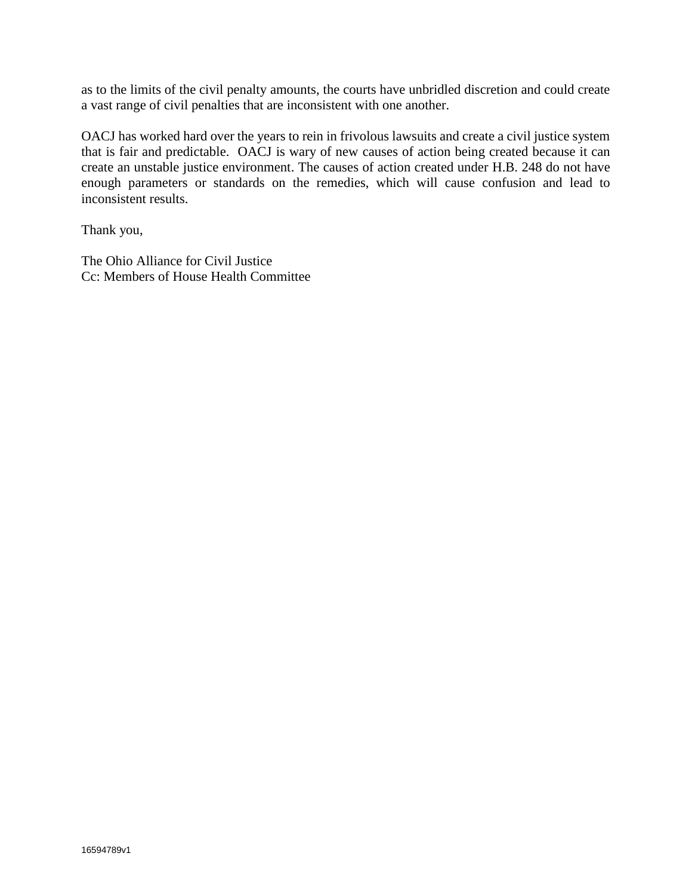as to the limits of the civil penalty amounts, the courts have unbridled discretion and could create a vast range of civil penalties that are inconsistent with one another.

OACJ has worked hard over the years to rein in frivolous lawsuits and create a civil justice system that is fair and predictable. OACJ is wary of new causes of action being created because it can create an unstable justice environment. The causes of action created under H.B. 248 do not have enough parameters or standards on the remedies, which will cause confusion and lead to inconsistent results.

Thank you,

The Ohio Alliance for Civil Justice
Cc: Members of House Health Committee